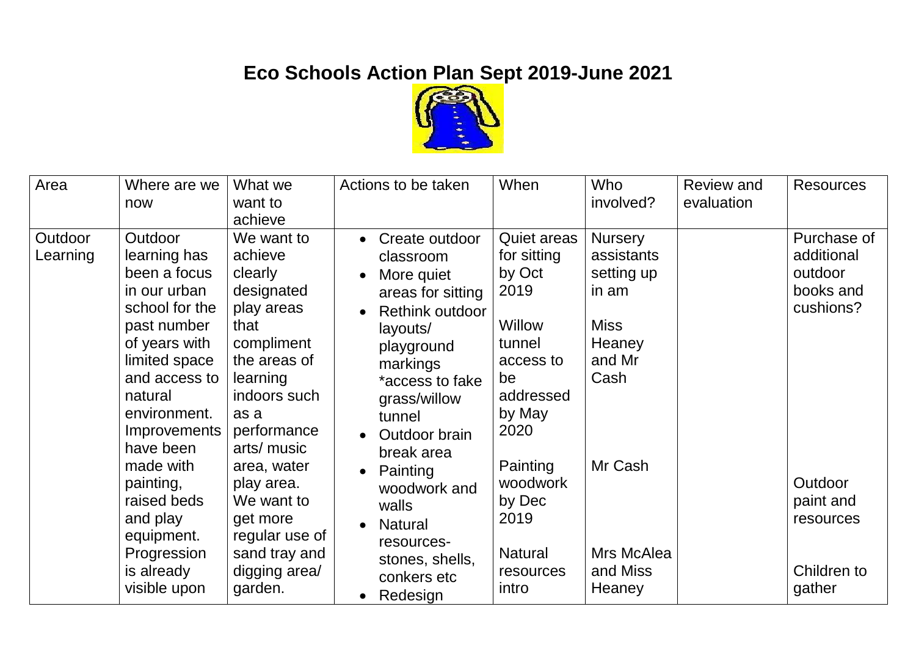# Eco Schools Action Plan Sept 2019-June 2021

| Area | Where are we now | What we want to achieve | Actions to be taken | When | Who involved? | Review and evaluation | Resources |
|---|---|---|---|---|---|---|---|
| Outdoor Learning | Outdoor learning has been a focus in our urban school for the past number of years with limited space and access to natural environment. Improvements have been made with painting, raised beds and play equipment. Progression is already visible upon | We want to achieve clearly designated play areas that compliment the areas of learning indoors such as a performance arts/ music area, water play area. We want to get more regular use of sand tray and digging area/ garden. | • Create outdoor classroom<br>• More quiet areas for sitting<br>• Rethink outdoor layouts/ playground markings *access to fake grass/willow tunnel<br>• Outdoor brain break area<br>• Painting woodwork and walls<br>• Natural resources- stones, shells, conkers etc<br>• Redesign | Quiet areas for sitting by Oct 2019<br><br>Willow tunnel access to be addressed by May 2020<br><br>Painting woodwork by Dec 2019<br><br>Natural resources intro | Nursery assistants setting up in am<br><br>Miss Heaney and Mr Cash<br><br>Mr Cash<br><br>Mrs McAlea and Miss Heaney | | Purchase of additional outdoor books and cushions?<br><br>Outdoor paint and resources<br><br>Children to gather |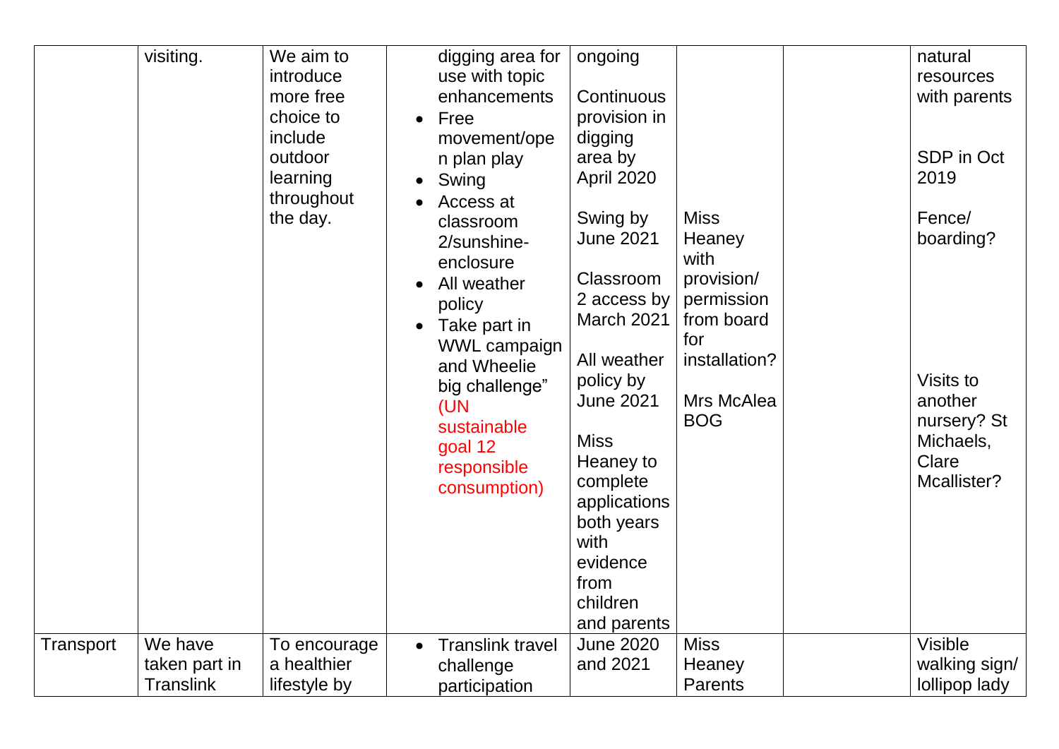| | | | | | | | |
|---|---|---|---|---|---|---|---|
| | visiting. | We aim to introduce more free choice to include outdoor learning throughout the day. | digging area for use with topic enhancements<br>• Free movement/open plan play<br>• Swing<br>• Access at classroom 2/sunshine-enclosure<br>• All weather policy<br>• Take part in WWL campaign and Wheelie big challenge" (UN sustainable goal 12 responsible consumption) | ongoing<br><br>Continuous provision in digging area by April 2020<br><br>Swing by June 2021<br><br>Classroom 2 access by March 2021<br><br>All weather policy by June 2021<br><br>Miss Heaney to complete applications both years with evidence from children and parents | Miss Heaney with provision/ permission from board for installation?<br><br>Mrs McAlea BOG | | natural resources with parents<br><br>SDP in Oct 2019<br><br>Fence/ boarding?<br><br>Visits to another nursery? St Michaels, Clare Mcallister? |
| Transport | We have taken part in Translink | To encourage a healthier lifestyle by | • Translink travel challenge participation | June 2020 and 2021 | Miss Heaney Parents | | Visible walking sign/ lollipop lady |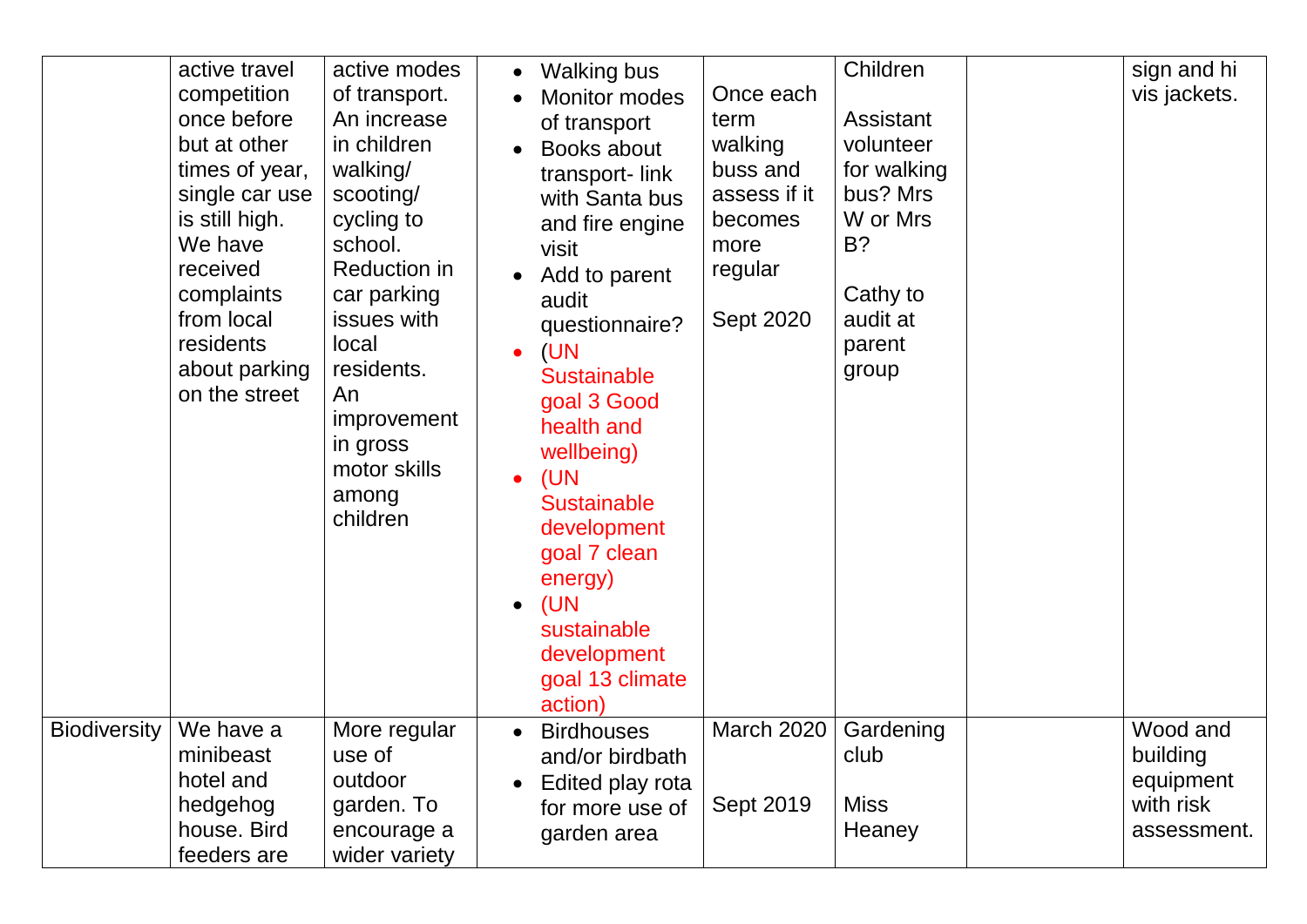| | | | | | | | |
|---|---|---|---|---|---|---|---|
| | active travel competition once before but at other times of year, single car use is still high. We have received complaints from local residents about parking on the street | active modes of transport. An increase in children walking/ scooting/ cycling to school. Reduction in car parking issues with local residents. An improvement in gross motor skills among children | • Walking bus<br>• Monitor modes of transport<br>• Books about transport- link with Santa bus and fire engine visit<br>• Add to parent audit questionnaire?<br>• (UN Sustainable goal 3 Good health and wellbeing)<br>• (UN Sustainable development goal 7 clean energy)<br>• (UN sustainable development goal 13 climate action) | Once each term walking buss and assess if it becomes more regular<br><br>Sept 2020 | Children<br><br>Assistant volunteer for walking bus? Mrs W or Mrs B?<br><br>Cathy to audit at parent group | | sign and hi vis jackets. |
| Biodiversity | We have a minibeast hotel and hedgehog house. Bird feeders are | More regular use of outdoor garden. To encourage a wider variety | • Birdhouses and/or birdbath<br>• Edited play rota for more use of garden area | March 2020<br><br>Sept 2019 | Gardening club<br><br>Miss Heaney | | Wood and building equipment with risk assessment. |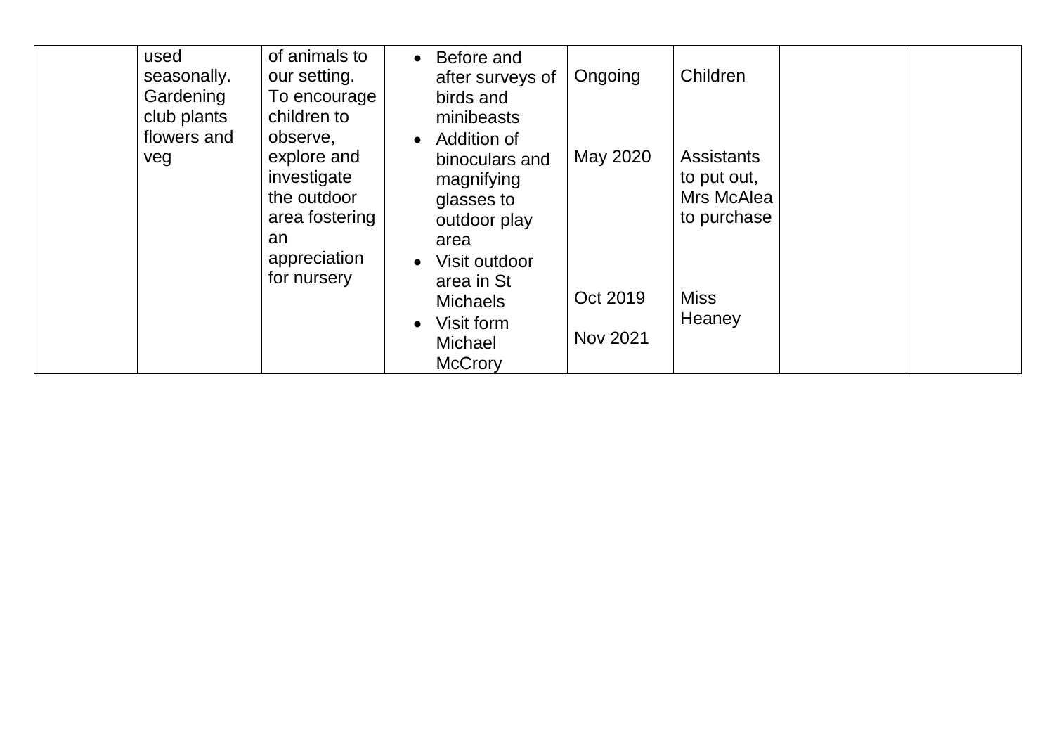| | | | | | | | |
|---|---|---|---|---|---|---|---|
| | used seasonally. Gardening club plants flowers and veg | of animals to our setting. To encourage children to observe, explore and investigate the outdoor area fostering an appreciation for nursery | • Before and after surveys of birds and minibeasts<br>• Addition of binoculars and magnifying glasses to outdoor play area<br>• Visit outdoor area in St Michaels<br>• Visit form Michael McCrory | Ongoing<br><br>May 2020<br><br>Oct 2019<br><br>Nov 2021 | Children<br><br>Assistants to put out, Mrs McAlea to purchase<br><br>Miss Heaney | | |